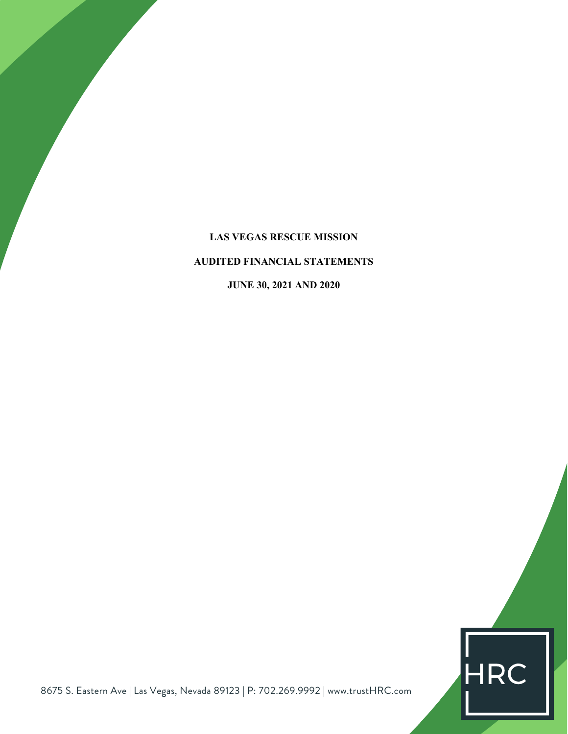# LAS VEGAS RESCUE MISSION

## AUDITED FINANCIAL STATEMENTS

### JUNE 30, 2021 AND 2020

HRC

8675 S. Eastern Ave | Las Vegas, Nevada 89123 | P: 702.269.9992 | www.trustHRC.com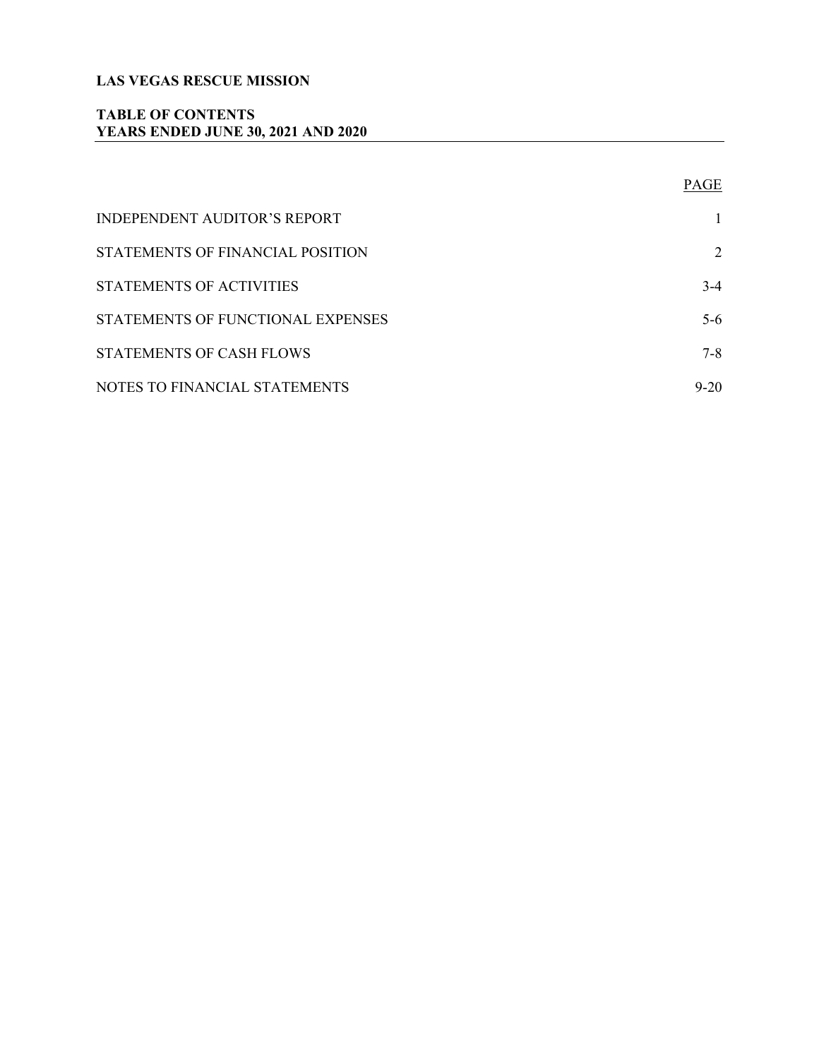**LAS VEGAS RESCUE MISSION**

**TABLE OF CONTENTS**
**YEARS ENDED JUNE 30, 2021 AND 2020**

| | PAGE |
|---|---|
| INDEPENDENT AUDITOR'S REPORT | 1 |
| STATEMENTS OF FINANCIAL POSITION | 2 |
| STATEMENTS OF ACTIVITIES | 3-4 |
| STATEMENTS OF FUNCTIONAL EXPENSES | 5-6 |
| STATEMENTS OF CASH FLOWS | 7-8 |
| NOTES TO FINANCIAL STATEMENTS | 9-20 |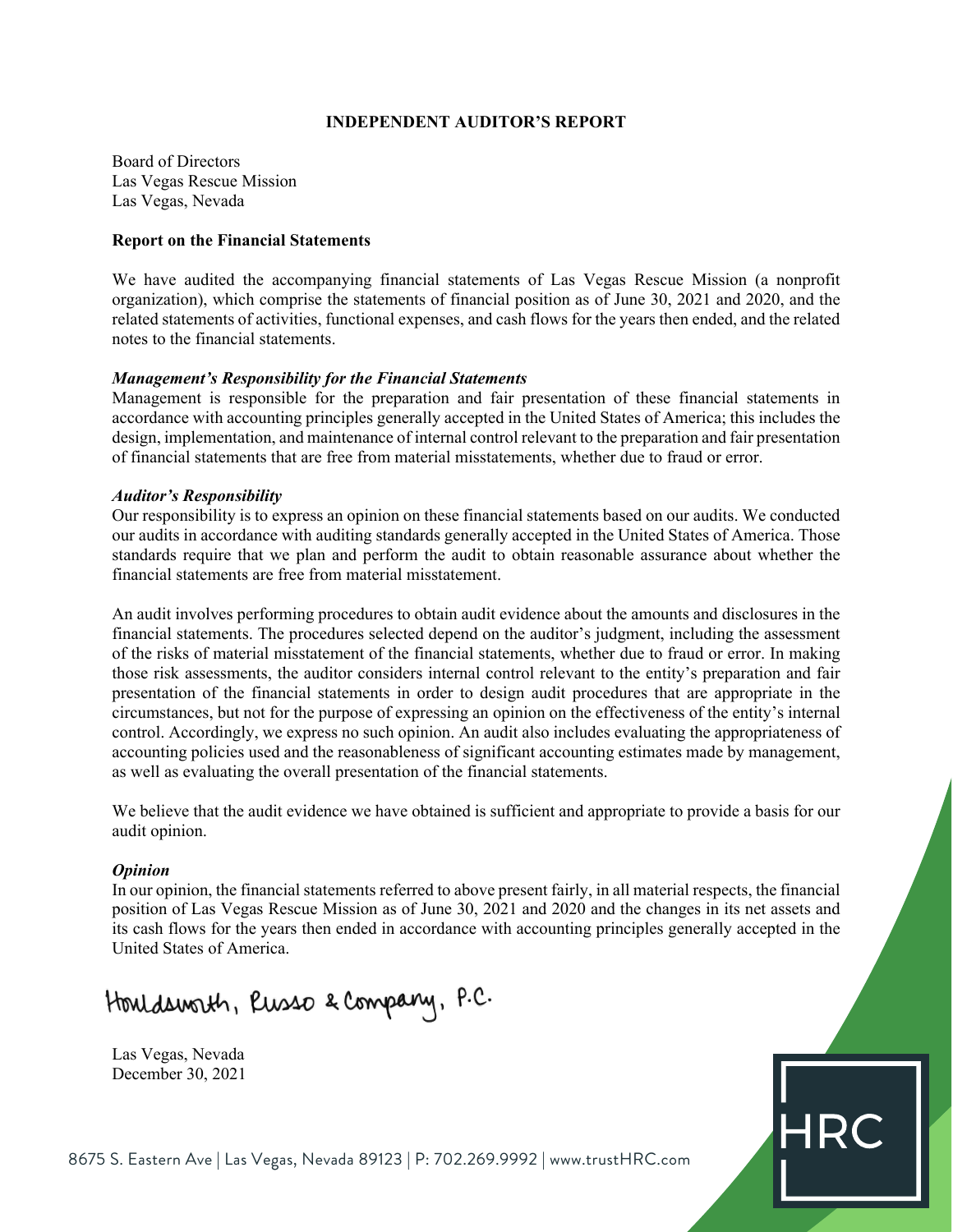# INDEPENDENT AUDITOR'S REPORT

Board of Directors
Las Vegas Rescue Mission
Las Vegas, Nevada

## Report on the Financial Statements

We have audited the accompanying financial statements of Las Vegas Rescue Mission (a nonprofit organization), which comprise the statements of financial position as of June 30, 2021 and 2020, and the related statements of activities, functional expenses, and cash flows for the years then ended, and the related notes to the financial statements.

### *Management's Responsibility for the Financial Statements*

Management is responsible for the preparation and fair presentation of these financial statements in accordance with accounting principles generally accepted in the United States of America; this includes the design, implementation, and maintenance of internal control relevant to the preparation and fair presentation of financial statements that are free from material misstatements, whether due to fraud or error.

### *Auditor's Responsibility*

Our responsibility is to express an opinion on these financial statements based on our audits. We conducted our audits in accordance with auditing standards generally accepted in the United States of America. Those standards require that we plan and perform the audit to obtain reasonable assurance about whether the financial statements are free from material misstatement.

An audit involves performing procedures to obtain audit evidence about the amounts and disclosures in the financial statements. The procedures selected depend on the auditor's judgment, including the assessment of the risks of material misstatement of the financial statements, whether due to fraud or error. In making those risk assessments, the auditor considers internal control relevant to the entity's preparation and fair presentation of the financial statements in order to design audit procedures that are appropriate in the circumstances, but not for the purpose of expressing an opinion on the effectiveness of the entity's internal control. Accordingly, we express no such opinion. An audit also includes evaluating the appropriateness of accounting policies used and the reasonableness of significant accounting estimates made by management, as well as evaluating the overall presentation of the financial statements.

We believe that the audit evidence we have obtained is sufficient and appropriate to provide a basis for our audit opinion.

### *Opinion*

In our opinion, the financial statements referred to above present fairly, in all material respects, the financial position of Las Vegas Rescue Mission as of June 30, 2021 and 2020 and the changes in its net assets and its cash flows for the years then ended in accordance with accounting principles generally accepted in the United States of America.

Houldsworth, Russo & Company, P.C.

Las Vegas, Nevada
December 30, 2021

HRC

8675 S. Eastern Ave | Las Vegas, Nevada 89123 | P: 702.269.9992 | www.trustHRC.com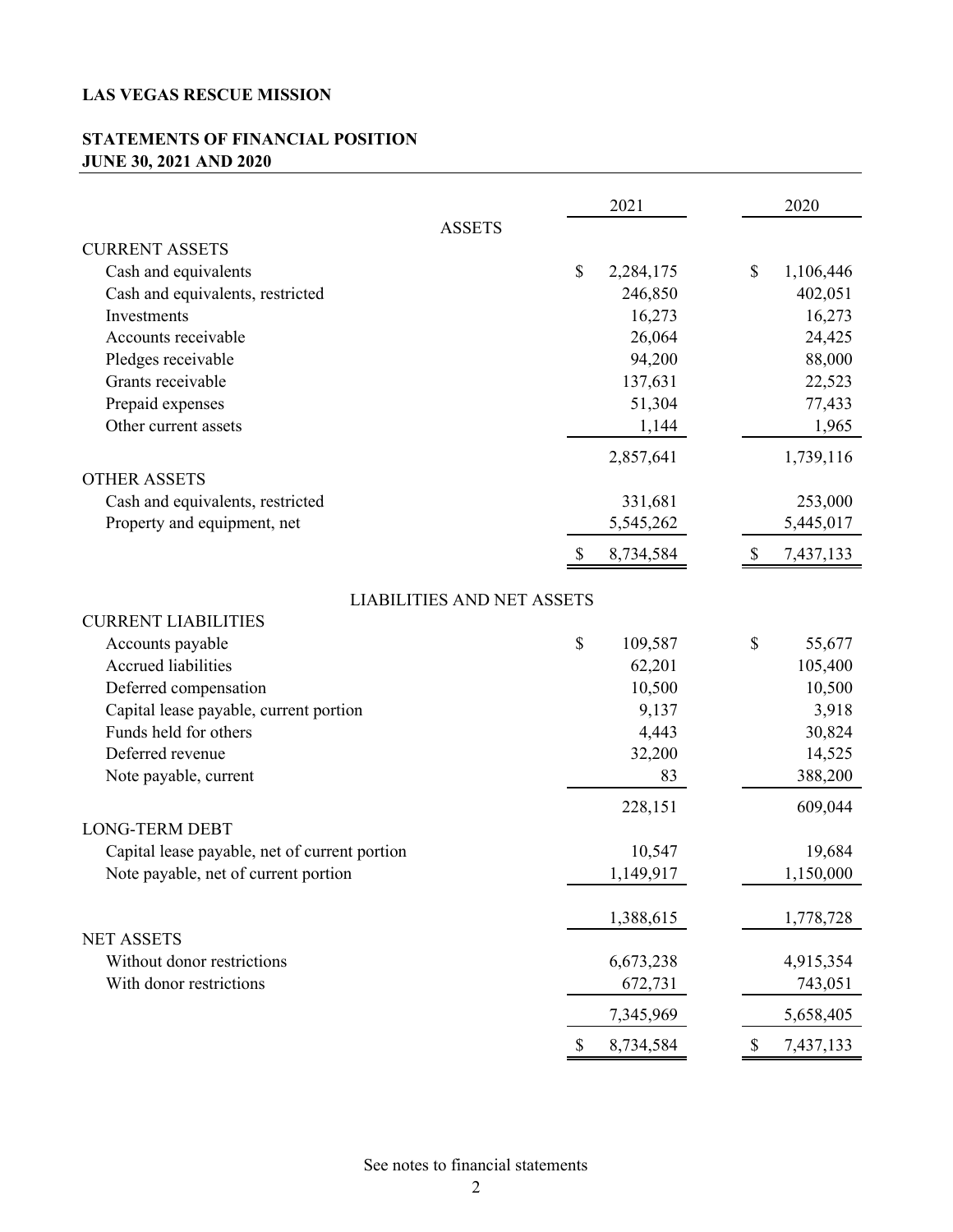**LAS VEGAS RESCUE MISSION**

**STATEMENTS OF FINANCIAL POSITION**
**JUNE 30, 2021 AND 2020**

| | 2021 | 2020 |
|---|---|---|
| **ASSETS** | | |
| CURRENT ASSETS | | |
| Cash and equivalents | $ 2,284,175 | $ 1,106,446 |
| Cash and equivalents, restricted | 246,850 | 402,051 |
| Investments | 16,273 | 16,273 |
| Accounts receivable | 26,064 | 24,425 |
| Pledges receivable | 94,200 | 88,000 |
| Grants receivable | 137,631 | 22,523 |
| Prepaid expenses | 51,304 | 77,433 |
| Other current assets | 1,144 | 1,965 |
| | 2,857,641 | 1,739,116 |
| OTHER ASSETS | | |
| Cash and equivalents, restricted | 331,681 | 253,000 |
| Property and equipment, net | 5,545,262 | 5,445,017 |
| | $ 8,734,584 | $ 7,437,133 |
| **LIABILITIES AND NET ASSETS** | | |
| CURRENT LIABILITIES | | |
| Accounts payable | $ 109,587 | $ 55,677 |
| Accrued liabilities | 62,201 | 105,400 |
| Deferred compensation | 10,500 | 10,500 |
| Capital lease payable, current portion | 9,137 | 3,918 |
| Funds held for others | 4,443 | 30,824 |
| Deferred revenue | 32,200 | 14,525 |
| Note payable, current | 83 | 388,200 |
| | 228,151 | 609,044 |
| LONG-TERM DEBT | | |
| Capital lease payable, net of current portion | 10,547 | 19,684 |
| Note payable, net of current portion | 1,149,917 | 1,150,000 |
| | 1,388,615 | 1,778,728 |
| NET ASSETS | | |
| Without donor restrictions | 6,673,238 | 4,915,354 |
| With donor restrictions | 672,731 | 743,051 |
| | 7,345,969 | 5,658,405 |
| | $ 8,734,584 | $ 7,437,133 |

See notes to financial statements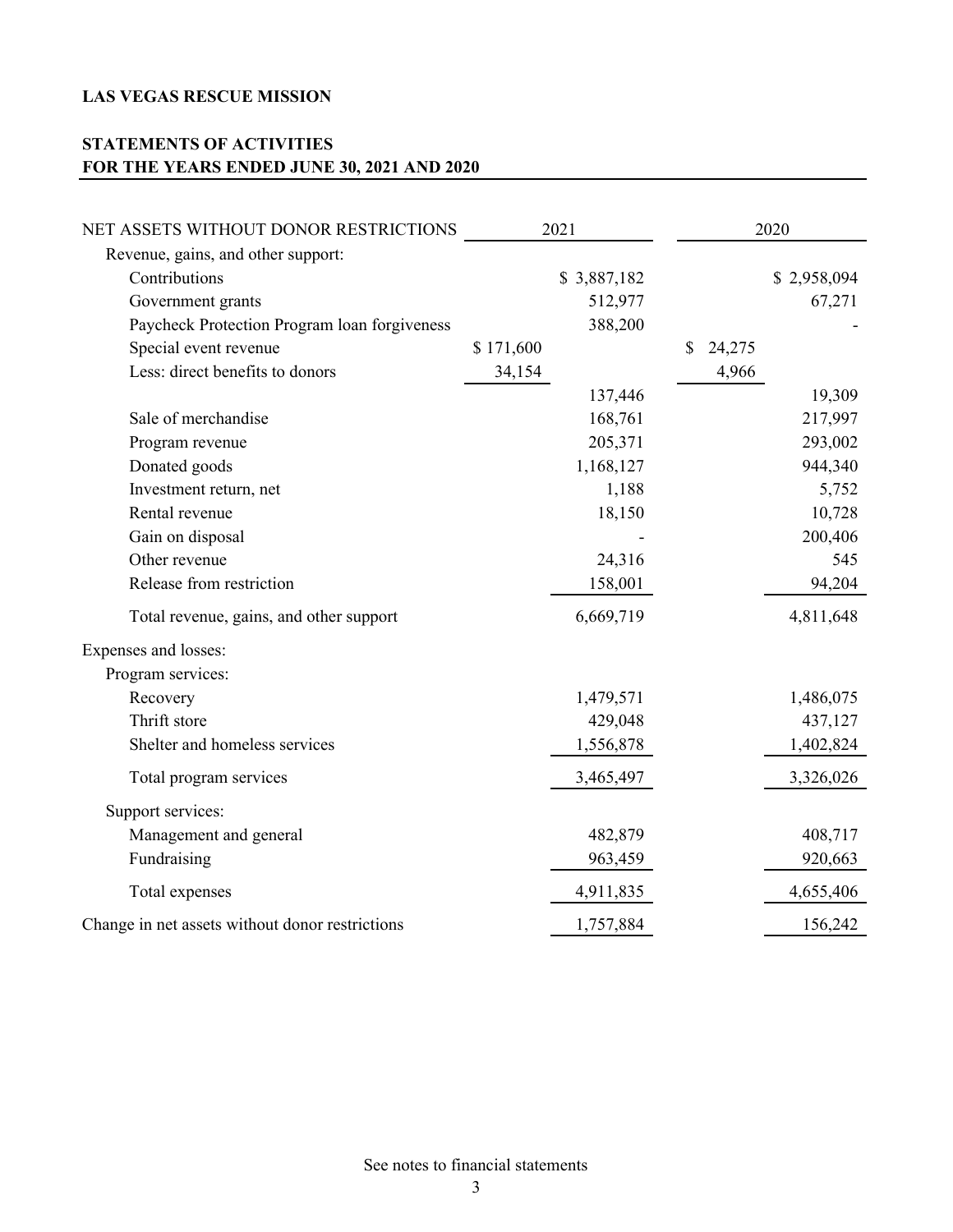**LAS VEGAS RESCUE MISSION**

**STATEMENTS OF ACTIVITIES**
**FOR THE YEARS ENDED JUNE 30, 2021 AND 2020**

| NET ASSETS WITHOUT DONOR RESTRICTIONS | 2021 | | 2020 | |
|---|---|---|---|---|
| Revenue, gains, and other support: | | | | |
| Contributions | | $ 3,887,182 | | $ 2,958,094 |
| Government grants | | 512,977 | | 67,271 |
| Paycheck Protection Program loan forgiveness | | 388,200 | | - |
| Special event revenue | $ 171,600 | | $ 24,275 | |
| Less: direct benefits to donors | 34,154 | | 4,966 | |
| | | 137,446 | | 19,309 |
| Sale of merchandise | | 168,761 | | 217,997 |
| Program revenue | | 205,371 | | 293,002 |
| Donated goods | | 1,168,127 | | 944,340 |
| Investment return, net | | 1,188 | | 5,752 |
| Rental revenue | | 18,150 | | 10,728 |
| Gain on disposal | | - | | 200,406 |
| Other revenue | | 24,316 | | 545 |
| Release from restriction | | 158,001 | | 94,204 |
| Total revenue, gains, and other support | | 6,669,719 | | 4,811,648 |
| Expenses and losses: | | | | |
| Program services: | | | | |
| Recovery | | 1,479,571 | | 1,486,075 |
| Thrift store | | 429,048 | | 437,127 |
| Shelter and homeless services | | 1,556,878 | | 1,402,824 |
| Total program services | | 3,465,497 | | 3,326,026 |
| Support services: | | | | |
| Management and general | | 482,879 | | 408,717 |
| Fundraising | | 963,459 | | 920,663 |
| Total expenses | | 4,911,835 | | 4,655,406 |
| Change in net assets without donor restrictions | | 1,757,884 | | 156,242 |

See notes to financial statements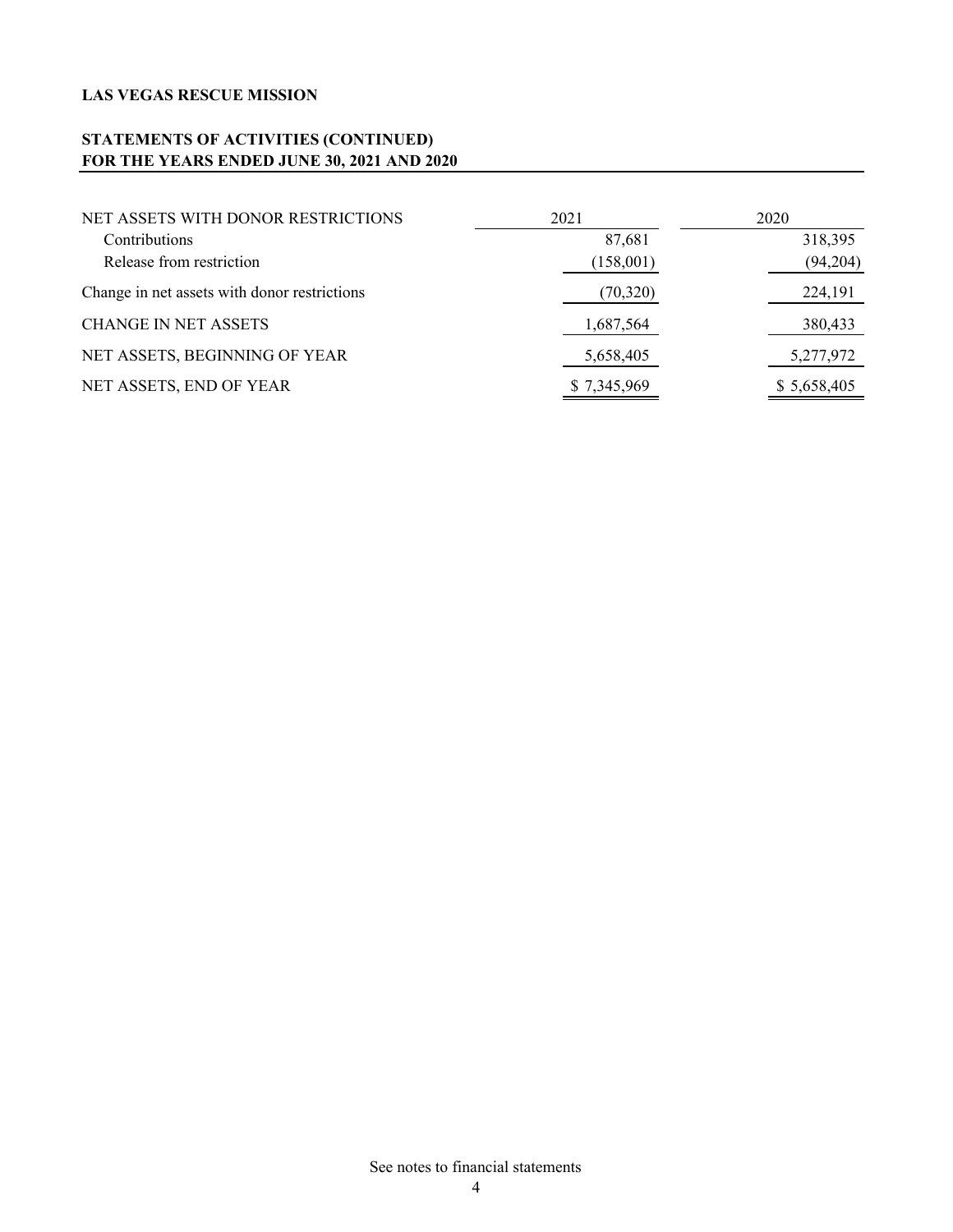**LAS VEGAS RESCUE MISSION**

**STATEMENTS OF ACTIVITIES (CONTINUED)**
**FOR THE YEARS ENDED JUNE 30, 2021 AND 2020**

| NET ASSETS WITH DONOR RESTRICTIONS | 2021 | 2020 |
|---|---|---|
| Contributions | 87,681 | 318,395 |
| Release from restriction | (158,001) | (94,204) |
| Change in net assets with donor restrictions | (70,320) | 224,191 |
| CHANGE IN NET ASSETS | 1,687,564 | 380,433 |
| NET ASSETS, BEGINNING OF YEAR | 5,658,405 | 5,277,972 |
| NET ASSETS, END OF YEAR | $ 7,345,969 | $ 5,658,405 |

See notes to financial statements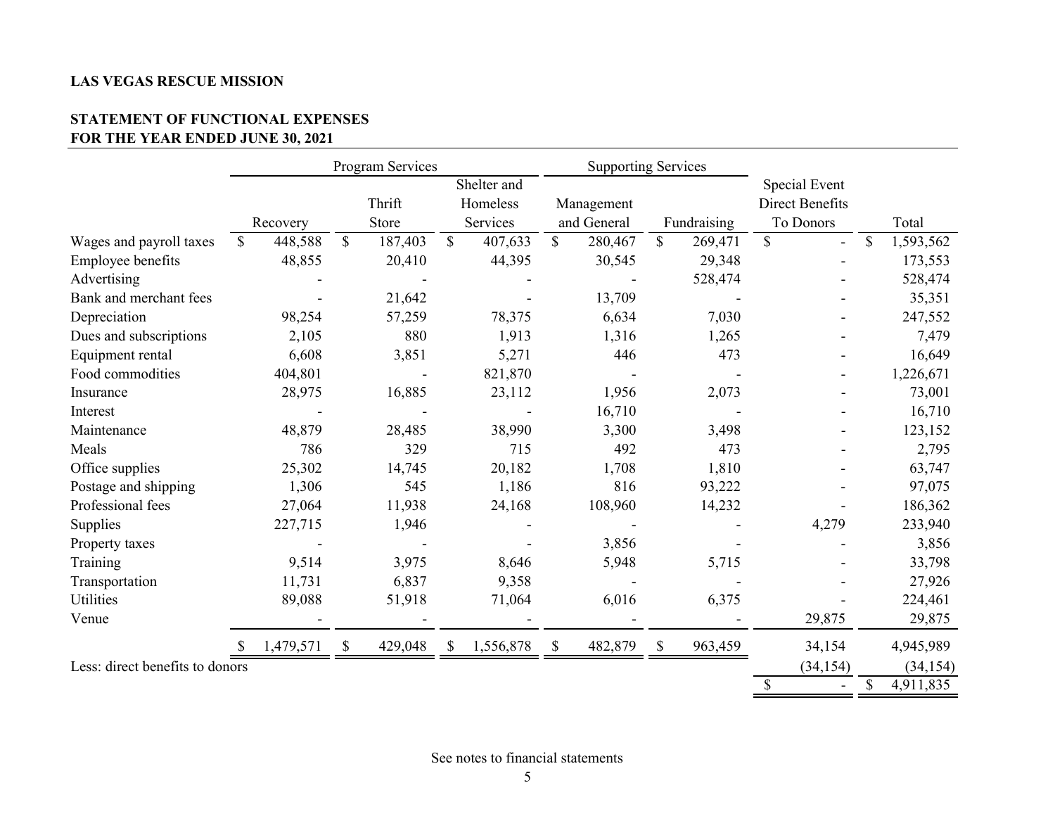**LAS VEGAS RESCUE MISSION**

**STATEMENT OF FUNCTIONAL EXPENSES**
**FOR THE YEAR ENDED JUNE 30, 2021**

| | Program Services | | | Supporting Services | | | |
|---|---|---|---|---|---|---|---|
| | Recovery | Thrift Store | Shelter and Homeless Services | Management and General | Fundraising | Special Event Direct Benefits To Donors | Total |
| Wages and payroll taxes | $ 448,588 | $ 187,403 | $ 407,633 | $ 280,467 | $ 269,471 | $ - | $ 1,593,562 |
| Employee benefits | 48,855 | 20,410 | 44,395 | 30,545 | 29,348 | - | 173,553 |
| Advertising | - | - | - | - | 528,474 | - | 528,474 |
| Bank and merchant fees | - | 21,642 | - | 13,709 | - | - | 35,351 |
| Depreciation | 98,254 | 57,259 | 78,375 | 6,634 | 7,030 | - | 247,552 |
| Dues and subscriptions | 2,105 | 880 | 1,913 | 1,316 | 1,265 | - | 7,479 |
| Equipment rental | 6,608 | 3,851 | 5,271 | 446 | 473 | - | 16,649 |
| Food commodities | 404,801 | - | 821,870 | - | - | - | 1,226,671 |
| Insurance | 28,975 | 16,885 | 23,112 | 1,956 | 2,073 | - | 73,001 |
| Interest | - | - | - | 16,710 | - | - | 16,710 |
| Maintenance | 48,879 | 28,485 | 38,990 | 3,300 | 3,498 | - | 123,152 |
| Meals | 786 | 329 | 715 | 492 | 473 | - | 2,795 |
| Office supplies | 25,302 | 14,745 | 20,182 | 1,708 | 1,810 | - | 63,747 |
| Postage and shipping | 1,306 | 545 | 1,186 | 816 | 93,222 | - | 97,075 |
| Professional fees | 27,064 | 11,938 | 24,168 | 108,960 | 14,232 | - | 186,362 |
| Supplies | 227,715 | 1,946 | - | - | - | 4,279 | 233,940 |
| Property taxes | - | - | - | 3,856 | - | - | 3,856 |
| Training | 9,514 | 3,975 | 8,646 | 5,948 | 5,715 | - | 33,798 |
| Transportation | 11,731 | 6,837 | 9,358 | - | - | - | 27,926 |
| Utilities | 89,088 | 51,918 | 71,064 | 6,016 | 6,375 | - | 224,461 |
| Venue | - | - | - | - | - | 29,875 | 29,875 |
| | $ 1,479,571 | $ 429,048 | $ 1,556,878 | $ 482,879 | $ 963,459 | 34,154 | 4,945,989 |
| Less: direct benefits to donors | | | | | | (34,154) | (34,154) |
| | | | | | | $ - | $ 4,911,835 |

See notes to financial statements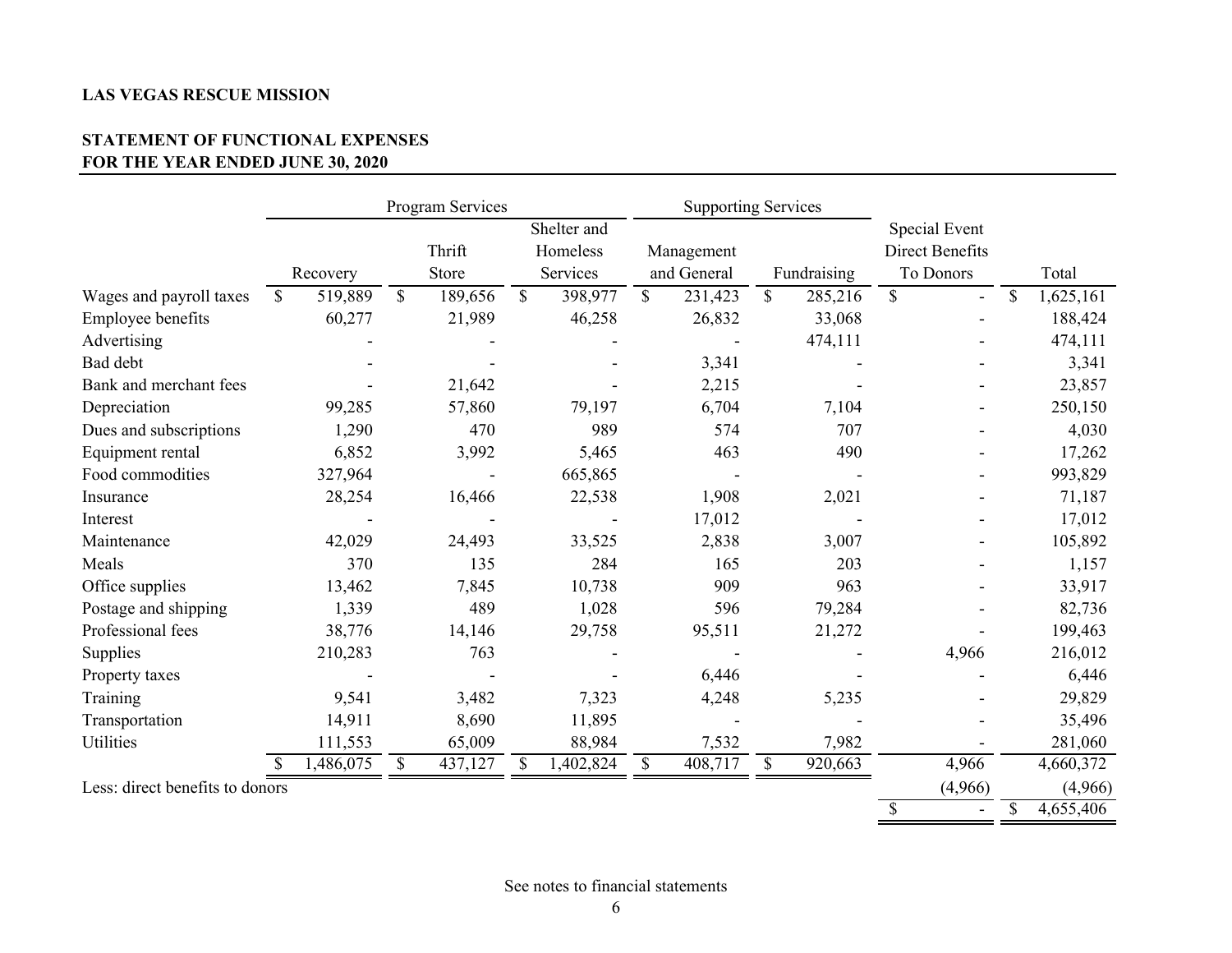**LAS VEGAS RESCUE MISSION**

**STATEMENT OF FUNCTIONAL EXPENSES**
**FOR THE YEAR ENDED JUNE 30, 2020**

| | Program Services | | | Supporting Services | | | |
|---|---|---|---|---|---|---|---|
| | Recovery | Thrift Store | Shelter and Homeless Services | Management and General | Fundraising | Special Event Direct Benefits To Donors | Total |
| Wages and payroll taxes | $ 519,889 | $ 189,656 | $ 398,977 | $ 231,423 | $ 285,216 | $ - | $ 1,625,161 |
| Employee benefits | 60,277 | 21,989 | 46,258 | 26,832 | 33,068 | - | 188,424 |
| Advertising | - | - | - | - | 474,111 | - | 474,111 |
| Bad debt | - | - | - | 3,341 | - | - | 3,341 |
| Bank and merchant fees | - | 21,642 | - | 2,215 | - | - | 23,857 |
| Depreciation | 99,285 | 57,860 | 79,197 | 6,704 | 7,104 | - | 250,150 |
| Dues and subscriptions | 1,290 | 470 | 989 | 574 | 707 | - | 4,030 |
| Equipment rental | 6,852 | 3,992 | 5,465 | 463 | 490 | - | 17,262 |
| Food commodities | 327,964 | - | 665,865 | - | - | - | 993,829 |
| Insurance | 28,254 | 16,466 | 22,538 | 1,908 | 2,021 | - | 71,187 |
| Interest | - | - | - | 17,012 | - | - | 17,012 |
| Maintenance | 42,029 | 24,493 | 33,525 | 2,838 | 3,007 | - | 105,892 |
| Meals | 370 | 135 | 284 | 165 | 203 | - | 1,157 |
| Office supplies | 13,462 | 7,845 | 10,738 | 909 | 963 | - | 33,917 |
| Postage and shipping | 1,339 | 489 | 1,028 | 596 | 79,284 | - | 82,736 |
| Professional fees | 38,776 | 14,146 | 29,758 | 95,511 | 21,272 | - | 199,463 |
| Supplies | 210,283 | 763 | - | - | - | 4,966 | 216,012 |
| Property taxes | - | - | - | 6,446 | - | - | 6,446 |
| Training | 9,541 | 3,482 | 7,323 | 4,248 | 5,235 | - | 29,829 |
| Transportation | 14,911 | 8,690 | 11,895 | - | - | - | 35,496 |
| Utilities | 111,553 | 65,009 | 88,984 | 7,532 | 7,982 | - | 281,060 |
| | $ 1,486,075 | $ 437,127 | $ 1,402,824 | $ 408,717 | $ 920,663 | 4,966 | 4,660,372 |
| Less: direct benefits to donors | | | | | | (4,966) | (4,966) |
| | | | | | | $ - | $ 4,655,406 |

See notes to financial statements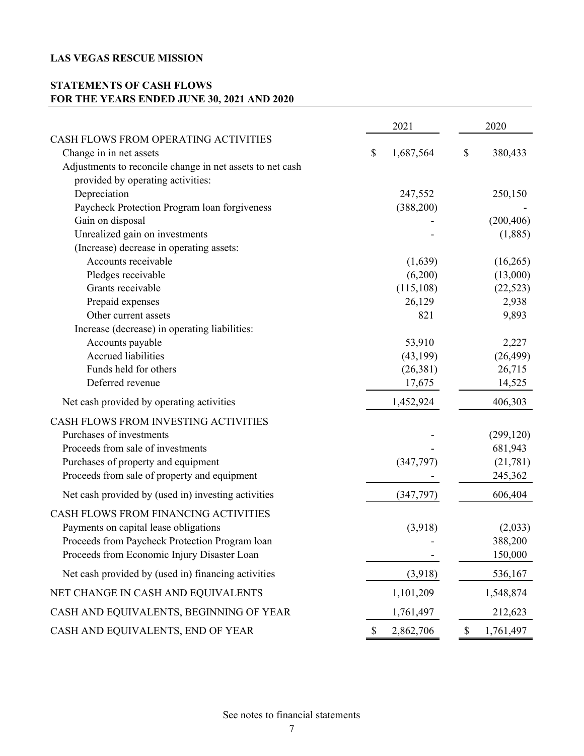**LAS VEGAS RESCUE MISSION**

**STATEMENTS OF CASH FLOWS**
**FOR THE YEARS ENDED JUNE 30, 2021 AND 2020**

| | 2021 | 2020 |
|---|---|---|
| CASH FLOWS FROM OPERATING ACTIVITIES | | |
| Change in in net assets | $ 1,687,564 | $ 380,433 |
| Adjustments to reconcile change in net assets to net cash provided by operating activities: | | |
| Depreciation | 247,552 | 250,150 |
| Paycheck Protection Program loan forgiveness | (388,200) | - |
| Gain on disposal | - | (200,406) |
| Unrealized gain on investments | - | (1,885) |
| (Increase) decrease in operating assets: | | |
| Accounts receivable | (1,639) | (16,265) |
| Pledges receivable | (6,200) | (13,000) |
| Grants receivable | (115,108) | (22,523) |
| Prepaid expenses | 26,129 | 2,938 |
| Other current assets | 821 | 9,893 |
| Increase (decrease) in operating liabilities: | | |
| Accounts payable | 53,910 | 2,227 |
| Accrued liabilities | (43,199) | (26,499) |
| Funds held for others | (26,381) | 26,715 |
| Deferred revenue | 17,675 | 14,525 |
| Net cash provided by operating activities | 1,452,924 | 406,303 |
| CASH FLOWS FROM INVESTING ACTIVITIES | | |
| Purchases of investments | - | (299,120) |
| Proceeds from sale of investments | - | 681,943 |
| Purchases of property and equipment | (347,797) | (21,781) |
| Proceeds from sale of property and equipment | - | 245,362 |
| Net cash provided by (used in) investing activities | (347,797) | 606,404 |
| CASH FLOWS FROM FINANCING ACTIVITIES | | |
| Payments on capital lease obligations | (3,918) | (2,033) |
| Proceeds from Paycheck Protection Program loan | - | 388,200 |
| Proceeds from Economic Injury Disaster Loan | - | 150,000 |
| Net cash provided by (used in) financing activities | (3,918) | 536,167 |
| NET CHANGE IN CASH AND EQUIVALENTS | 1,101,209 | 1,548,874 |
| CASH AND EQUIVALENTS, BEGINNING OF YEAR | 1,761,497 | 212,623 |
| CASH AND EQUIVALENTS, END OF YEAR | $ 2,862,706 | $ 1,761,497 |

See notes to financial statements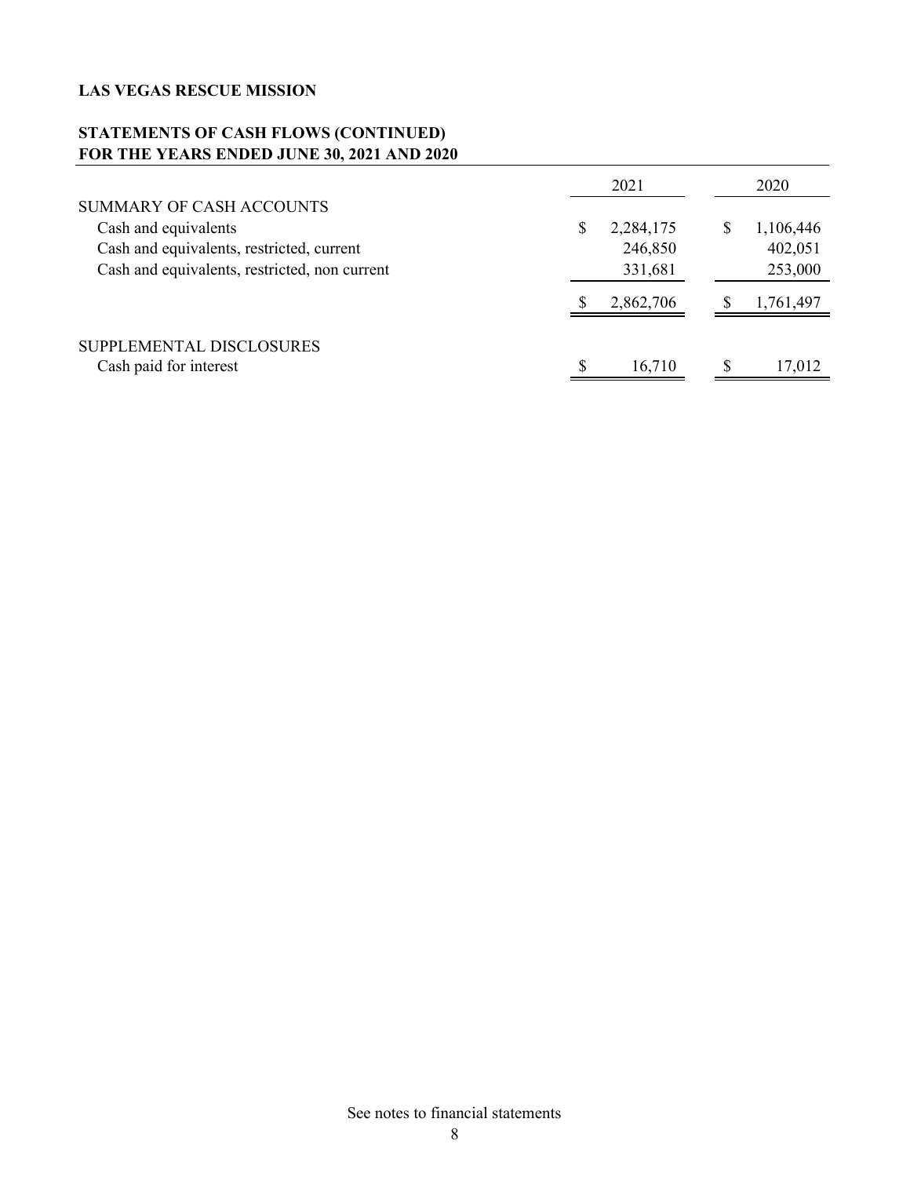**LAS VEGAS RESCUE MISSION**

**STATEMENTS OF CASH FLOWS (CONTINUED)**
**FOR THE YEARS ENDED JUNE 30, 2021 AND 2020**

| | 2021 | 2020 |
|---|---|---|
| SUMMARY OF CASH ACCOUNTS | | |
| Cash and equivalents | $ 2,284,175 | $ 1,106,446 |
| Cash and equivalents, restricted, current | 246,850 | 402,051 |
| Cash and equivalents, restricted, non current | 331,681 | 253,000 |
| | $ 2,862,706 | $ 1,761,497 |
| SUPPLEMENTAL DISCLOSURES | | |
| Cash paid for interest | $ 16,710 | $ 17,012 |

See notes to financial statements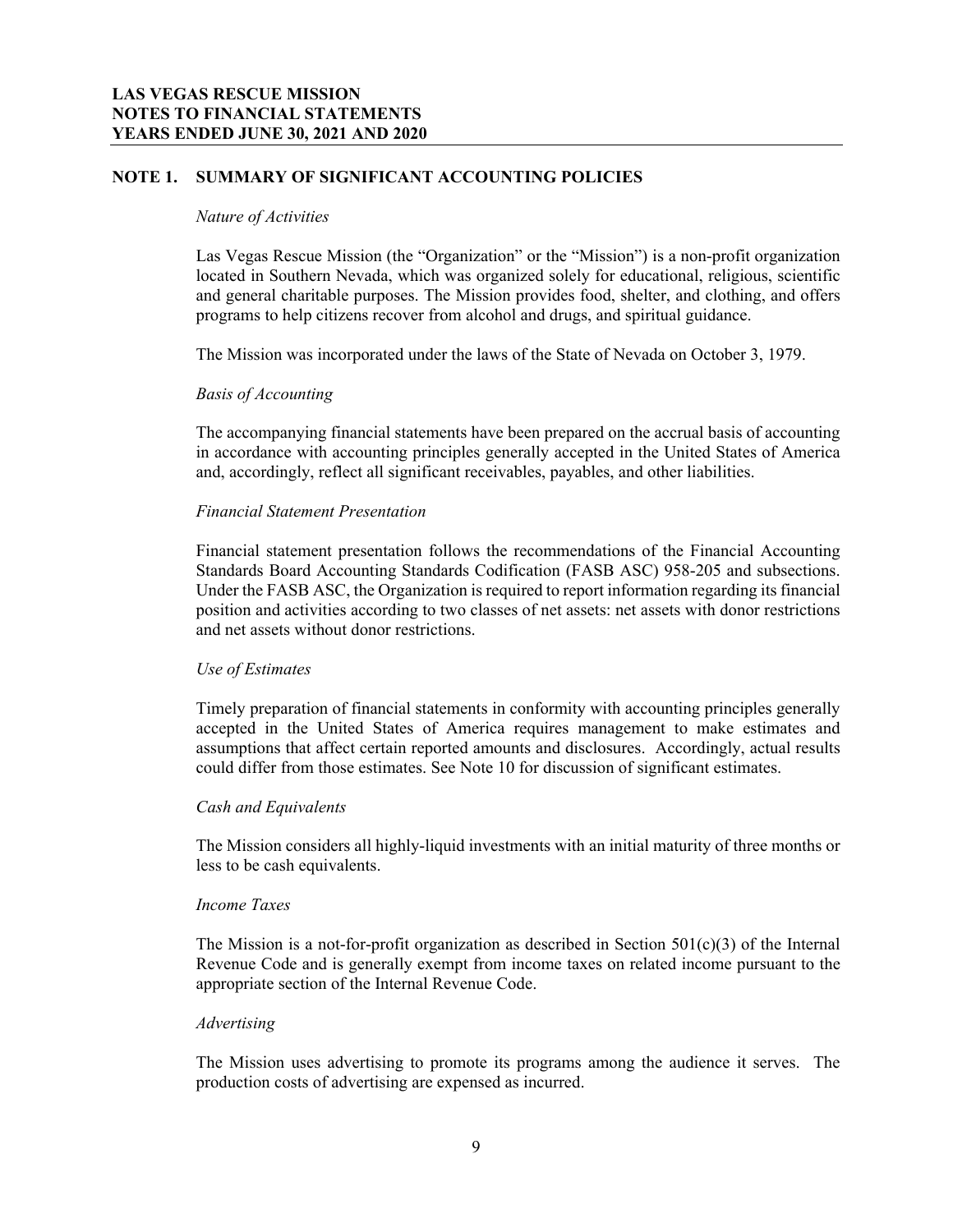## NOTE 1. SUMMARY OF SIGNIFICANT ACCOUNTING POLICIES

*Nature of Activities*

Las Vegas Rescue Mission (the "Organization" or the "Mission") is a non-profit organization located in Southern Nevada, which was organized solely for educational, religious, scientific and general charitable purposes. The Mission provides food, shelter, and clothing, and offers programs to help citizens recover from alcohol and drugs, and spiritual guidance.

The Mission was incorporated under the laws of the State of Nevada on October 3, 1979.

*Basis of Accounting*

The accompanying financial statements have been prepared on the accrual basis of accounting in accordance with accounting principles generally accepted in the United States of America and, accordingly, reflect all significant receivables, payables, and other liabilities.

*Financial Statement Presentation*

Financial statement presentation follows the recommendations of the Financial Accounting Standards Board Accounting Standards Codification (FASB ASC) 958-205 and subsections. Under the FASB ASC, the Organization is required to report information regarding its financial position and activities according to two classes of net assets: net assets with donor restrictions and net assets without donor restrictions.

*Use of Estimates*

Timely preparation of financial statements in conformity with accounting principles generally accepted in the United States of America requires management to make estimates and assumptions that affect certain reported amounts and disclosures. Accordingly, actual results could differ from those estimates. See Note 10 for discussion of significant estimates.

*Cash and Equivalents*

The Mission considers all highly-liquid investments with an initial maturity of three months or less to be cash equivalents.

*Income Taxes*

The Mission is a not-for-profit organization as described in Section 501(c)(3) of the Internal Revenue Code and is generally exempt from income taxes on related income pursuant to the appropriate section of the Internal Revenue Code.

*Advertising*

The Mission uses advertising to promote its programs among the audience it serves. The production costs of advertising are expensed as incurred.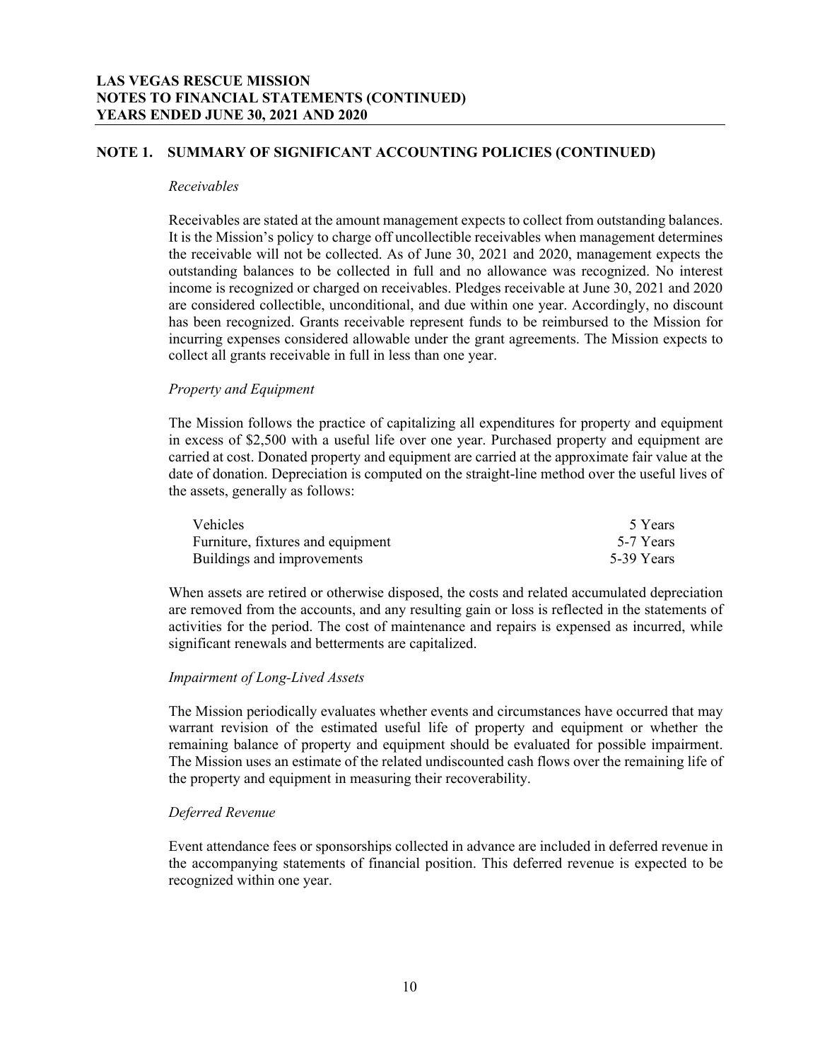## NOTE 1. SUMMARY OF SIGNIFICANT ACCOUNTING POLICIES (CONTINUED)

*Receivables*

Receivables are stated at the amount management expects to collect from outstanding balances. It is the Mission's policy to charge off uncollectible receivables when management determines the receivable will not be collected. As of June 30, 2021 and 2020, management expects the outstanding balances to be collected in full and no allowance was recognized. No interest income is recognized or charged on receivables. Pledges receivable at June 30, 2021 and 2020 are considered collectible, unconditional, and due within one year. Accordingly, no discount has been recognized. Grants receivable represent funds to be reimbursed to the Mission for incurring expenses considered allowable under the grant agreements. The Mission expects to collect all grants receivable in full in less than one year.

*Property and Equipment*

The Mission follows the practice of capitalizing all expenditures for property and equipment in excess of $2,500 with a useful life over one year. Purchased property and equipment are carried at cost. Donated property and equipment are carried at the approximate fair value at the date of donation. Depreciation is computed on the straight-line method over the useful lives of the assets, generally as follows:

| | |
|---|---|
| Vehicles | 5 Years |
| Furniture, fixtures and equipment | 5-7 Years |
| Buildings and improvements | 5-39 Years |

When assets are retired or otherwise disposed, the costs and related accumulated depreciation are removed from the accounts, and any resulting gain or loss is reflected in the statements of activities for the period. The cost of maintenance and repairs is expensed as incurred, while significant renewals and betterments are capitalized.

*Impairment of Long-Lived Assets*

The Mission periodically evaluates whether events and circumstances have occurred that may warrant revision of the estimated useful life of property and equipment or whether the remaining balance of property and equipment should be evaluated for possible impairment. The Mission uses an estimate of the related undiscounted cash flows over the remaining life of the property and equipment in measuring their recoverability.

*Deferred Revenue*

Event attendance fees or sponsorships collected in advance are included in deferred revenue in the accompanying statements of financial position. This deferred revenue is expected to be recognized within one year.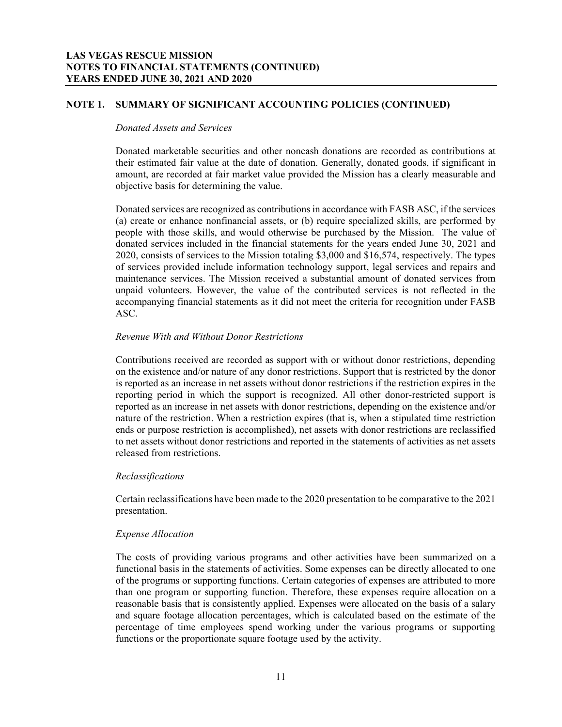## NOTE 1. SUMMARY OF SIGNIFICANT ACCOUNTING POLICIES (CONTINUED)

*Donated Assets and Services*

Donated marketable securities and other noncash donations are recorded as contributions at their estimated fair value at the date of donation. Generally, donated goods, if significant in amount, are recorded at fair market value provided the Mission has a clearly measurable and objective basis for determining the value.

Donated services are recognized as contributions in accordance with FASB ASC, if the services (a) create or enhance nonfinancial assets, or (b) require specialized skills, are performed by people with those skills, and would otherwise be purchased by the Mission. The value of donated services included in the financial statements for the years ended June 30, 2021 and 2020, consists of services to the Mission totaling $3,000 and $16,574, respectively. The types of services provided include information technology support, legal services and repairs and maintenance services. The Mission received a substantial amount of donated services from unpaid volunteers. However, the value of the contributed services is not reflected in the accompanying financial statements as it did not meet the criteria for recognition under FASB ASC.

*Revenue With and Without Donor Restrictions*

Contributions received are recorded as support with or without donor restrictions, depending on the existence and/or nature of any donor restrictions. Support that is restricted by the donor is reported as an increase in net assets without donor restrictions if the restriction expires in the reporting period in which the support is recognized. All other donor-restricted support is reported as an increase in net assets with donor restrictions, depending on the existence and/or nature of the restriction. When a restriction expires (that is, when a stipulated time restriction ends or purpose restriction is accomplished), net assets with donor restrictions are reclassified to net assets without donor restrictions and reported in the statements of activities as net assets released from restrictions.

*Reclassifications*

Certain reclassifications have been made to the 2020 presentation to be comparative to the 2021 presentation.

*Expense Allocation*

The costs of providing various programs and other activities have been summarized on a functional basis in the statements of activities. Some expenses can be directly allocated to one of the programs or supporting functions. Certain categories of expenses are attributed to more than one program or supporting function. Therefore, these expenses require allocation on a reasonable basis that is consistently applied. Expenses were allocated on the basis of a salary and square footage allocation percentages, which is calculated based on the estimate of the percentage of time employees spend working under the various programs or supporting functions or the proportionate square footage used by the activity.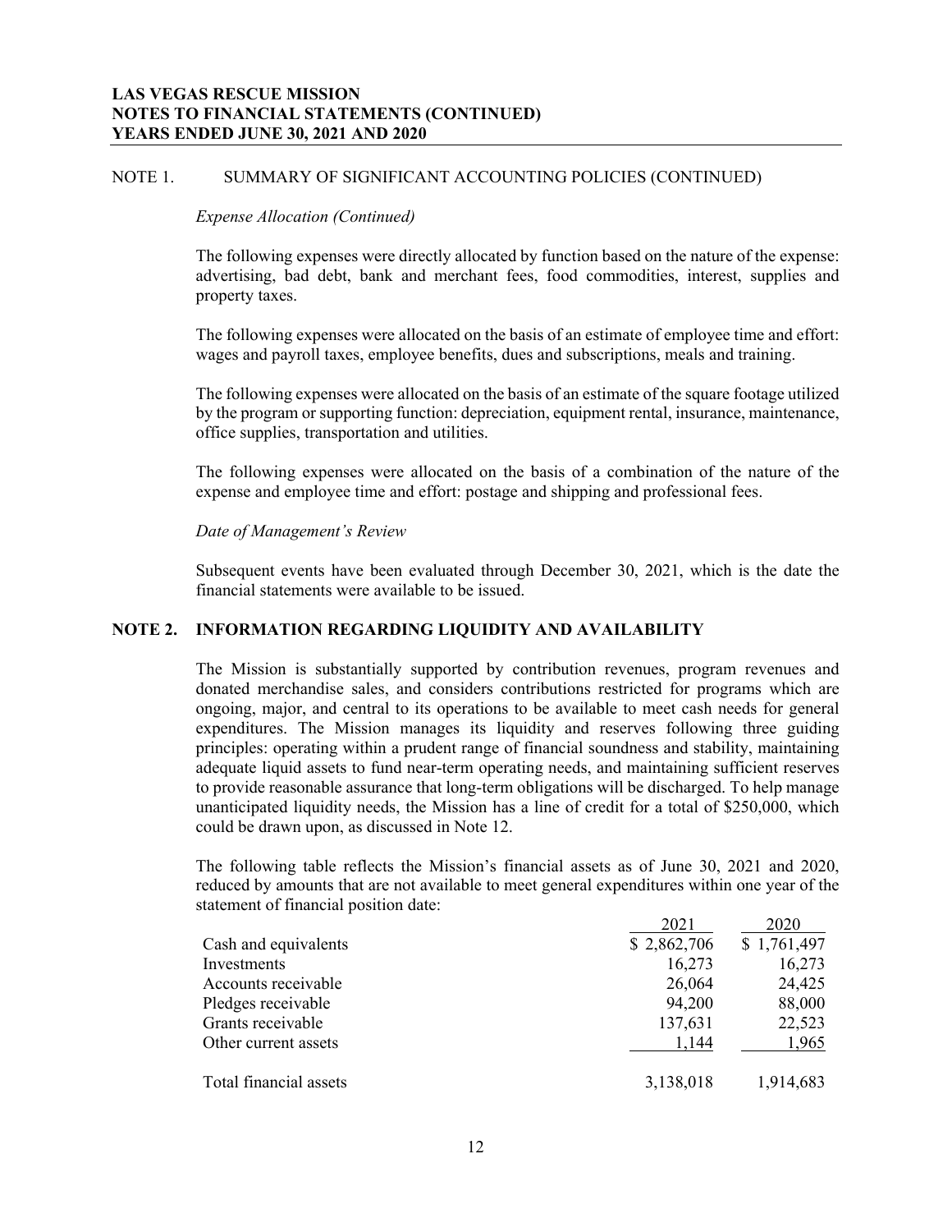## NOTE 1. SUMMARY OF SIGNIFICANT ACCOUNTING POLICIES (CONTINUED)

*Expense Allocation (Continued)*

The following expenses were directly allocated by function based on the nature of the expense: advertising, bad debt, bank and merchant fees, food commodities, interest, supplies and property taxes.

The following expenses were allocated on the basis of an estimate of employee time and effort: wages and payroll taxes, employee benefits, dues and subscriptions, meals and training.

The following expenses were allocated on the basis of an estimate of the square footage utilized by the program or supporting function: depreciation, equipment rental, insurance, maintenance, office supplies, transportation and utilities.

The following expenses were allocated on the basis of a combination of the nature of the expense and employee time and effort: postage and shipping and professional fees.

*Date of Management's Review*

Subsequent events have been evaluated through December 30, 2021, which is the date the financial statements were available to be issued.

## NOTE 2. INFORMATION REGARDING LIQUIDITY AND AVAILABILITY

The Mission is substantially supported by contribution revenues, program revenues and donated merchandise sales, and considers contributions restricted for programs which are ongoing, major, and central to its operations to be available to meet cash needs for general expenditures. The Mission manages its liquidity and reserves following three guiding principles: operating within a prudent range of financial soundness and stability, maintaining adequate liquid assets to fund near-term operating needs, and maintaining sufficient reserves to provide reasonable assurance that long-term obligations will be discharged. To help manage unanticipated liquidity needs, the Mission has a line of credit for a total of $250,000, which could be drawn upon, as discussed in Note 12.

The following table reflects the Mission's financial assets as of June 30, 2021 and 2020, reduced by amounts that are not available to meet general expenditures within one year of the statement of financial position date:

| | 2021 | 2020 |
|---|---|---|
| Cash and equivalents | $ 2,862,706 | $ 1,761,497 |
| Investments | 16,273 | 16,273 |
| Accounts receivable | 26,064 | 24,425 |
| Pledges receivable | 94,200 | 88,000 |
| Grants receivable | 137,631 | 22,523 |
| Other current assets | 1,144 | 1,965 |
| Total financial assets | 3,138,018 | 1,914,683 |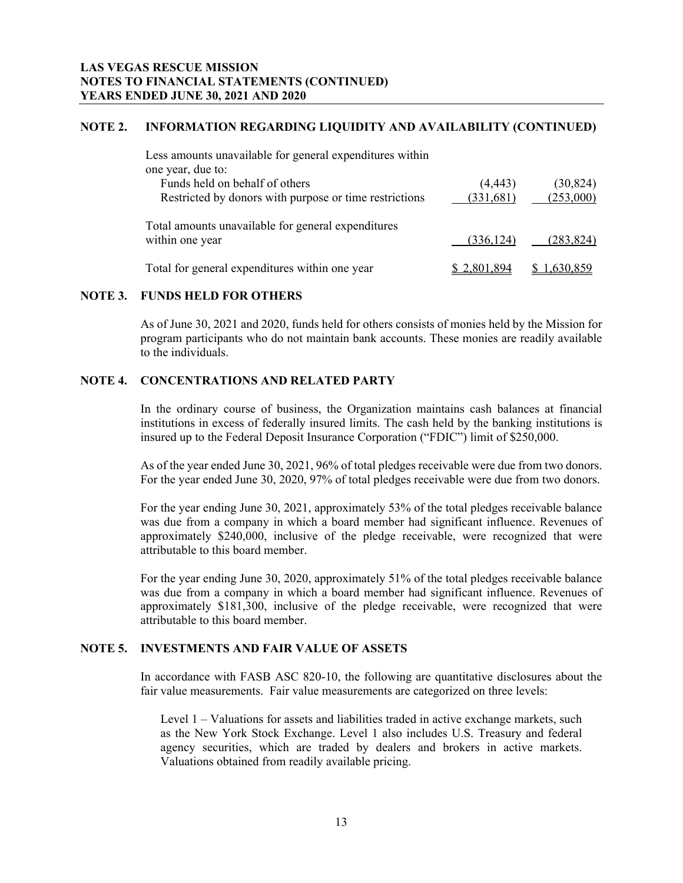## NOTE 2. INFORMATION REGARDING LIQUIDITY AND AVAILABILITY (CONTINUED)

| | | |
|---|---|---|
| Less amounts unavailable for general expenditures within one year, due to: | | |
| Funds held on behalf of others | (4,443) | (30,824) |
| Restricted by donors with purpose or time restrictions | (331,681) | (253,000) |
| Total amounts unavailable for general expenditures within one year | (336,124) | (283,824) |
| Total for general expenditures within one year | $ 2,801,894 | $ 1,630,859 |

## NOTE 3. FUNDS HELD FOR OTHERS

As of June 30, 2021 and 2020, funds held for others consists of monies held by the Mission for program participants who do not maintain bank accounts. These monies are readily available to the individuals.

## NOTE 4. CONCENTRATIONS AND RELATED PARTY

In the ordinary course of business, the Organization maintains cash balances at financial institutions in excess of federally insured limits. The cash held by the banking institutions is insured up to the Federal Deposit Insurance Corporation ("FDIC") limit of $250,000.

As of the year ended June 30, 2021, 96% of total pledges receivable were due from two donors. For the year ended June 30, 2020, 97% of total pledges receivable were due from two donors.

For the year ending June 30, 2021, approximately 53% of the total pledges receivable balance was due from a company in which a board member had significant influence. Revenues of approximately $240,000, inclusive of the pledge receivable, were recognized that were attributable to this board member.

For the year ending June 30, 2020, approximately 51% of the total pledges receivable balance was due from a company in which a board member had significant influence. Revenues of approximately $181,300, inclusive of the pledge receivable, were recognized that were attributable to this board member.

## NOTE 5. INVESTMENTS AND FAIR VALUE OF ASSETS

In accordance with FASB ASC 820-10, the following are quantitative disclosures about the fair value measurements. Fair value measurements are categorized on three levels:

Level 1 – Valuations for assets and liabilities traded in active exchange markets, such as the New York Stock Exchange. Level 1 also includes U.S. Treasury and federal agency securities, which are traded by dealers and brokers in active markets. Valuations obtained from readily available pricing.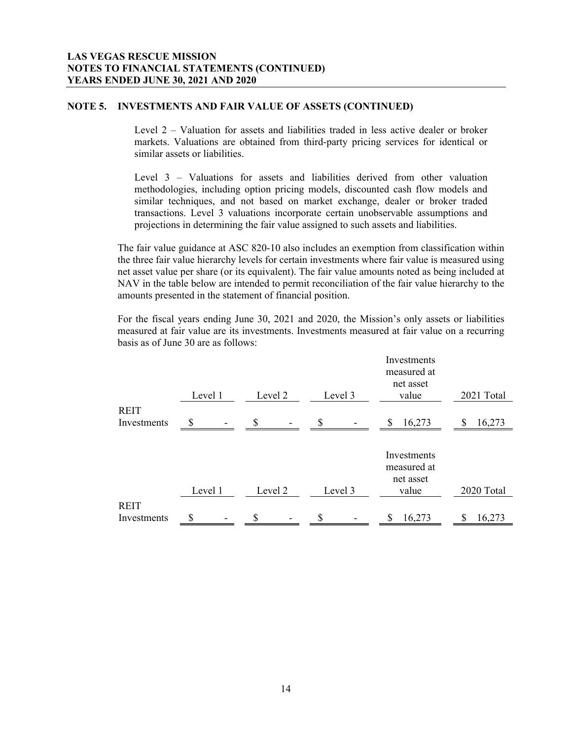## NOTE 5. INVESTMENTS AND FAIR VALUE OF ASSETS (CONTINUED)

Level 2 – Valuation for assets and liabilities traded in less active dealer or broker markets. Valuations are obtained from third-party pricing services for identical or similar assets or liabilities.

Level 3 – Valuations for assets and liabilities derived from other valuation methodologies, including option pricing models, discounted cash flow models and similar techniques, and not based on market exchange, dealer or broker traded transactions. Level 3 valuations incorporate certain unobservable assumptions and projections in determining the fair value assigned to such assets and liabilities.

The fair value guidance at ASC 820-10 also includes an exemption from classification within the three fair value hierarchy levels for certain investments where fair value is measured using net asset value per share (or its equivalent). The fair value amounts noted as being included at NAV in the table below are intended to permit reconciliation of the fair value hierarchy to the amounts presented in the statement of financial position.

For the fiscal years ending June 30, 2021 and 2020, the Mission's only assets or liabilities measured at fair value are its investments. Investments measured at fair value on a recurring basis as of June 30 are as follows:

| | Level 1 | Level 2 | Level 3 | Investments measured at net asset value | 2021 Total |
|---|---|---|---|---|---|
| REIT Investments | $ - | $ - | $ - | $ 16,273 | $ 16,273 |

| | Level 1 | Level 2 | Level 3 | Investments measured at net asset value | 2020 Total |
|---|---|---|---|---|---|
| REIT Investments | $ - | $ - | $ - | $ 16,273 | $ 16,273 |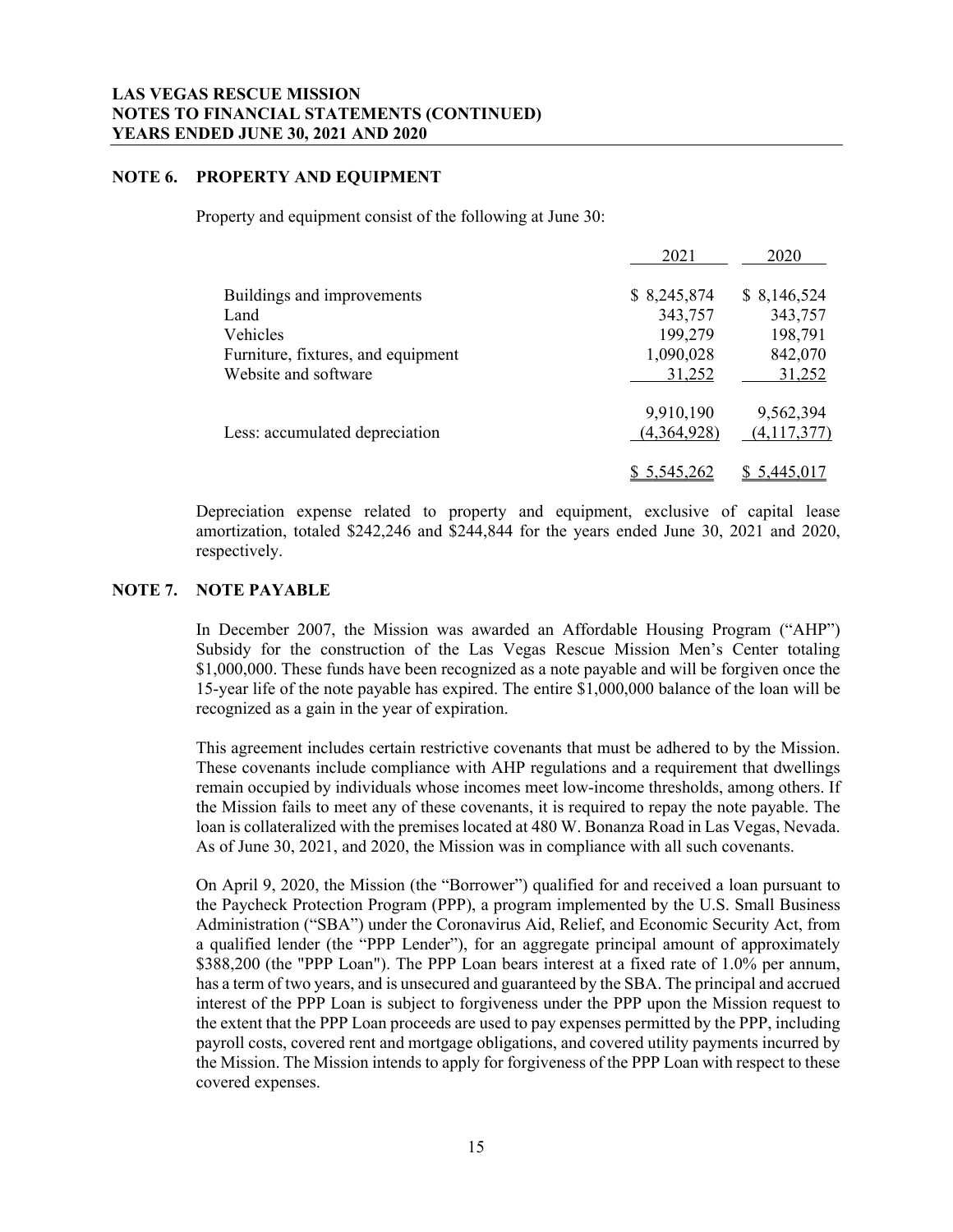## NOTE 6. PROPERTY AND EQUIPMENT

Property and equipment consist of the following at June 30:

| | 2021 | 2020 |
|---|---|---|
| Buildings and improvements | $ 8,245,874 | $ 8,146,524 |
| Land | 343,757 | 343,757 |
| Vehicles | 199,279 | 198,791 |
| Furniture, fixtures, and equipment | 1,090,028 | 842,070 |
| Website and software | 31,252 | 31,252 |
| | 9,910,190 | 9,562,394 |
| Less: accumulated depreciation | (4,364,928) | (4,117,377) |
| | $ 5,545,262 | $ 5,445,017 |

Depreciation expense related to property and equipment, exclusive of capital lease amortization, totaled $242,246 and $244,844 for the years ended June 30, 2021 and 2020, respectively.

## NOTE 7. NOTE PAYABLE

In December 2007, the Mission was awarded an Affordable Housing Program ("AHP") Subsidy for the construction of the Las Vegas Rescue Mission Men's Center totaling $1,000,000. These funds have been recognized as a note payable and will be forgiven once the 15-year life of the note payable has expired. The entire $1,000,000 balance of the loan will be recognized as a gain in the year of expiration.

This agreement includes certain restrictive covenants that must be adhered to by the Mission. These covenants include compliance with AHP regulations and a requirement that dwellings remain occupied by individuals whose incomes meet low-income thresholds, among others. If the Mission fails to meet any of these covenants, it is required to repay the note payable. The loan is collateralized with the premises located at 480 W. Bonanza Road in Las Vegas, Nevada. As of June 30, 2021, and 2020, the Mission was in compliance with all such covenants.

On April 9, 2020, the Mission (the "Borrower") qualified for and received a loan pursuant to the Paycheck Protection Program (PPP), a program implemented by the U.S. Small Business Administration ("SBA") under the Coronavirus Aid, Relief, and Economic Security Act, from a qualified lender (the "PPP Lender"), for an aggregate principal amount of approximately $388,200 (the "PPP Loan"). The PPP Loan bears interest at a fixed rate of 1.0% per annum, has a term of two years, and is unsecured and guaranteed by the SBA. The principal and accrued interest of the PPP Loan is subject to forgiveness under the PPP upon the Mission request to the extent that the PPP Loan proceeds are used to pay expenses permitted by the PPP, including payroll costs, covered rent and mortgage obligations, and covered utility payments incurred by the Mission. The Mission intends to apply for forgiveness of the PPP Loan with respect to these covered expenses.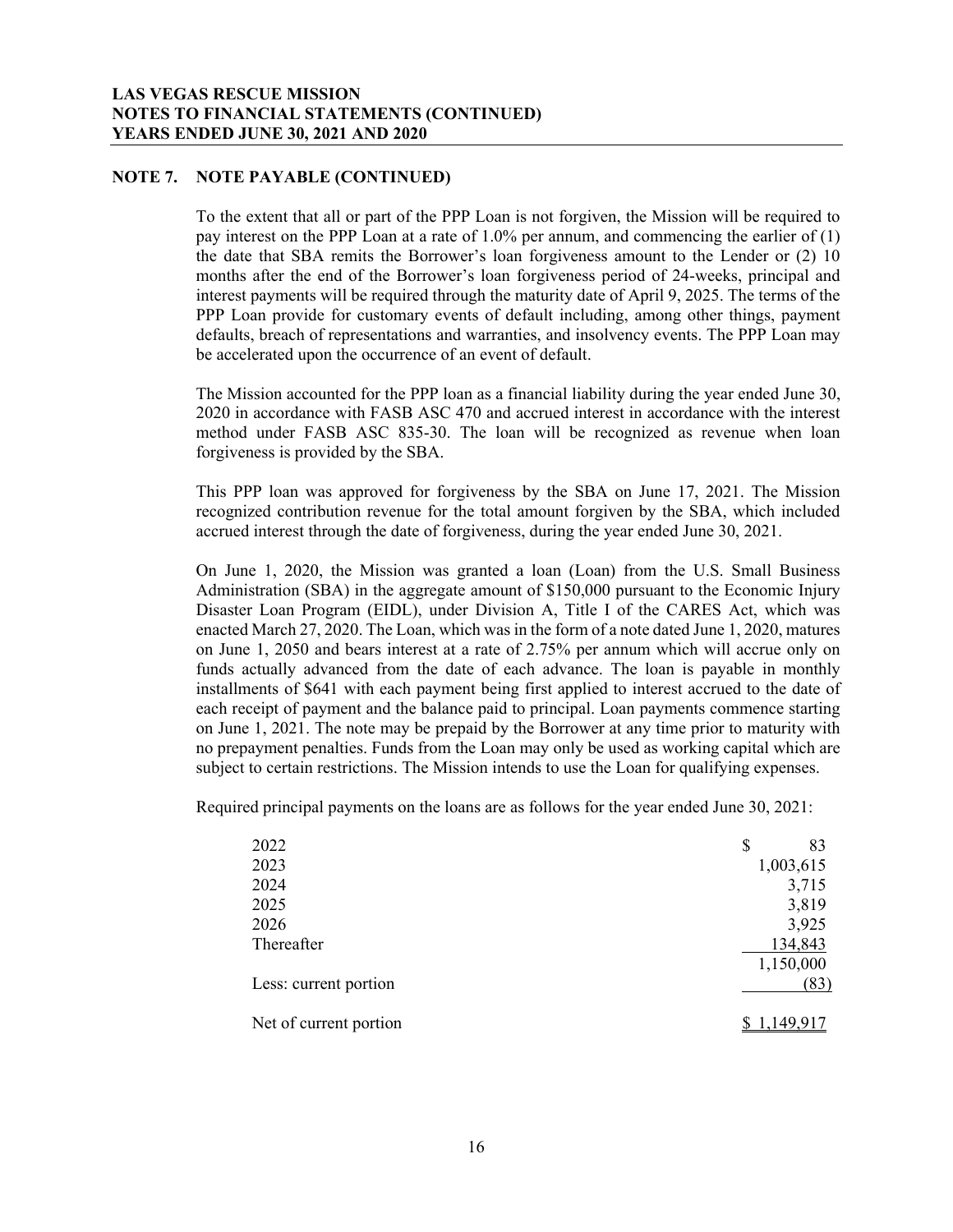## NOTE 7. NOTE PAYABLE (CONTINUED)

To the extent that all or part of the PPP Loan is not forgiven, the Mission will be required to pay interest on the PPP Loan at a rate of 1.0% per annum, and commencing the earlier of (1) the date that SBA remits the Borrower's loan forgiveness amount to the Lender or (2) 10 months after the end of the Borrower's loan forgiveness period of 24-weeks, principal and interest payments will be required through the maturity date of April 9, 2025. The terms of the PPP Loan provide for customary events of default including, among other things, payment defaults, breach of representations and warranties, and insolvency events. The PPP Loan may be accelerated upon the occurrence of an event of default.

The Mission accounted for the PPP loan as a financial liability during the year ended June 30, 2020 in accordance with FASB ASC 470 and accrued interest in accordance with the interest method under FASB ASC 835-30. The loan will be recognized as revenue when loan forgiveness is provided by the SBA.

This PPP loan was approved for forgiveness by the SBA on June 17, 2021. The Mission recognized contribution revenue for the total amount forgiven by the SBA, which included accrued interest through the date of forgiveness, during the year ended June 30, 2021.

On June 1, 2020, the Mission was granted a loan (Loan) from the U.S. Small Business Administration (SBA) in the aggregate amount of $150,000 pursuant to the Economic Injury Disaster Loan Program (EIDL), under Division A, Title I of the CARES Act, which was enacted March 27, 2020. The Loan, which was in the form of a note dated June 1, 2020, matures on June 1, 2050 and bears interest at a rate of 2.75% per annum which will accrue only on funds actually advanced from the date of each advance. The loan is payable in monthly installments of $641 with each payment being first applied to interest accrued to the date of each receipt of payment and the balance paid to principal. Loan payments commence starting on June 1, 2021. The note may be prepaid by the Borrower at any time prior to maturity with no prepayment penalties. Funds from the Loan may only be used as working capital which are subject to certain restrictions. The Mission intends to use the Loan for qualifying expenses.

Required principal payments on the loans are as follows for the year ended June 30, 2021:

| | |
|---|---|
| 2022 | $ 83 |
| 2023 | 1,003,615 |
| 2024 | 3,715 |
| 2025 | 3,819 |
| 2026 | 3,925 |
| Thereafter | 134,843 |
| | 1,150,000 |
| Less: current portion | (83) |
| Net of current portion | $ 1,149,917 |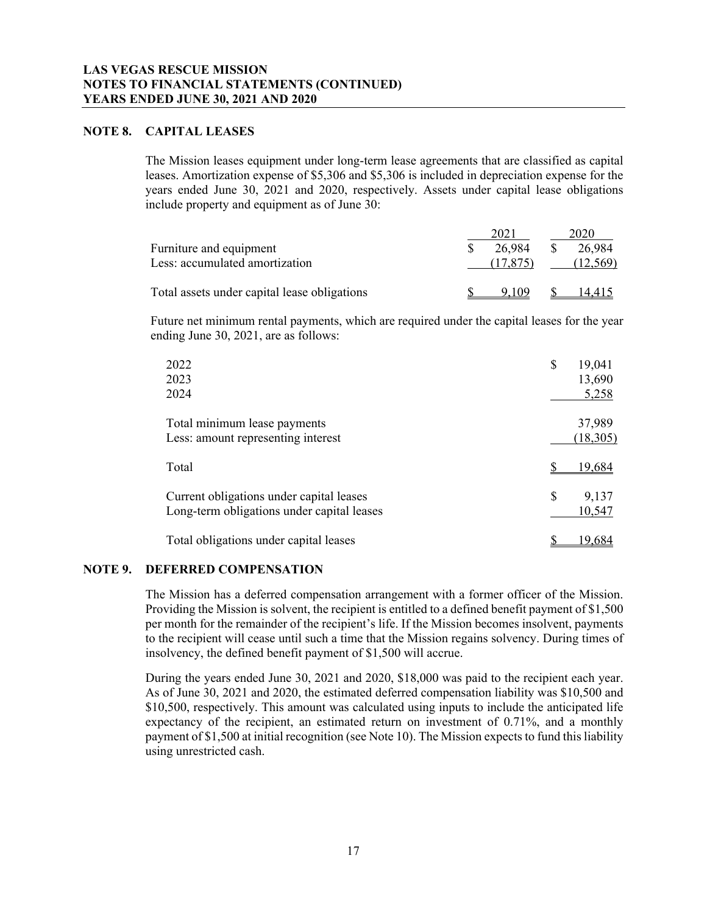## NOTE 8. CAPITAL LEASES

The Mission leases equipment under long-term lease agreements that are classified as capital leases. Amortization expense of $5,306 and $5,306 is included in depreciation expense for the years ended June 30, 2021 and 2020, respectively. Assets under capital lease obligations include property and equipment as of June 30:

| | 2021 | 2020 |
|---|---|---|
| Furniture and equipment | $ 26,984 | $ 26,984 |
| Less: accumulated amortization | (17,875) | (12,569) |
| Total assets under capital lease obligations | $ 9,109 | $ 14,415 |

Future net minimum rental payments, which are required under the capital leases for the year ending June 30, 2021, are as follows:

| | |
|---|---|
| 2022 | $ 19,041 |
| 2023 | 13,690 |
| 2024 | 5,258 |
| Total minimum lease payments | 37,989 |
| Less: amount representing interest | (18,305) |
| Total | $ 19,684 |
| Current obligations under capital leases | $ 9,137 |
| Long-term obligations under capital leases | 10,547 |
| Total obligations under capital leases | $ 19,684 |

## NOTE 9. DEFERRED COMPENSATION

The Mission has a deferred compensation arrangement with a former officer of the Mission. Providing the Mission is solvent, the recipient is entitled to a defined benefit payment of $1,500 per month for the remainder of the recipient's life. If the Mission becomes insolvent, payments to the recipient will cease until such a time that the Mission regains solvency. During times of insolvency, the defined benefit payment of $1,500 will accrue.

During the years ended June 30, 2021 and 2020, $18,000 was paid to the recipient each year. As of June 30, 2021 and 2020, the estimated deferred compensation liability was $10,500 and $10,500, respectively. This amount was calculated using inputs to include the anticipated life expectancy of the recipient, an estimated return on investment of 0.71%, and a monthly payment of $1,500 at initial recognition (see Note 10). The Mission expects to fund this liability using unrestricted cash.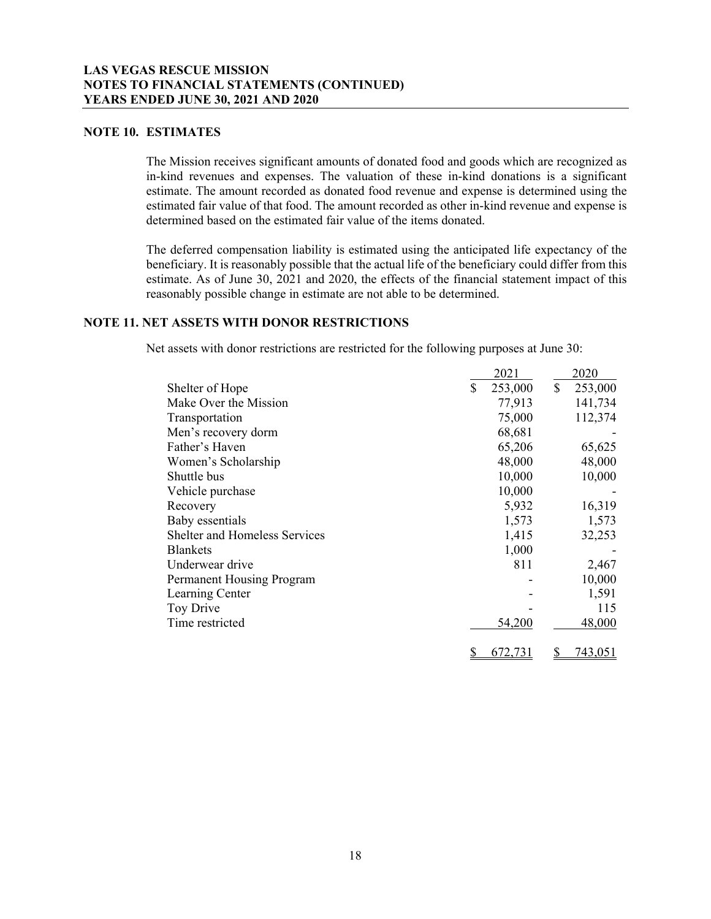## NOTE 10. ESTIMATES

The Mission receives significant amounts of donated food and goods which are recognized as in-kind revenues and expenses. The valuation of these in-kind donations is a significant estimate. The amount recorded as donated food revenue and expense is determined using the estimated fair value of that food. The amount recorded as other in-kind revenue and expense is determined based on the estimated fair value of the items donated.

The deferred compensation liability is estimated using the anticipated life expectancy of the beneficiary. It is reasonably possible that the actual life of the beneficiary could differ from this estimate. As of June 30, 2021 and 2020, the effects of the financial statement impact of this reasonably possible change in estimate are not able to be determined.

## NOTE 11. NET ASSETS WITH DONOR RESTRICTIONS

Net assets with donor restrictions are restricted for the following purposes at June 30:

| | 2021 | 2020 |
|---|---|---|
| Shelter of Hope | $ 253,000 | $ 253,000 |
| Make Over the Mission | 77,913 | 141,734 |
| Transportation | 75,000 | 112,374 |
| Men's recovery dorm | 68,681 | - |
| Father's Haven | 65,206 | 65,625 |
| Women's Scholarship | 48,000 | 48,000 |
| Shuttle bus | 10,000 | 10,000 |
| Vehicle purchase | 10,000 | - |
| Recovery | 5,932 | 16,319 |
| Baby essentials | 1,573 | 1,573 |
| Shelter and Homeless Services | 1,415 | 32,253 |
| Blankets | 1,000 | - |
| Underwear drive | 811 | 2,467 |
| Permanent Housing Program | - | 10,000 |
| Learning Center | - | 1,591 |
| Toy Drive | - | 115 |
| Time restricted | 54,200 | 48,000 |
| | $ 672,731 | $ 743,051 |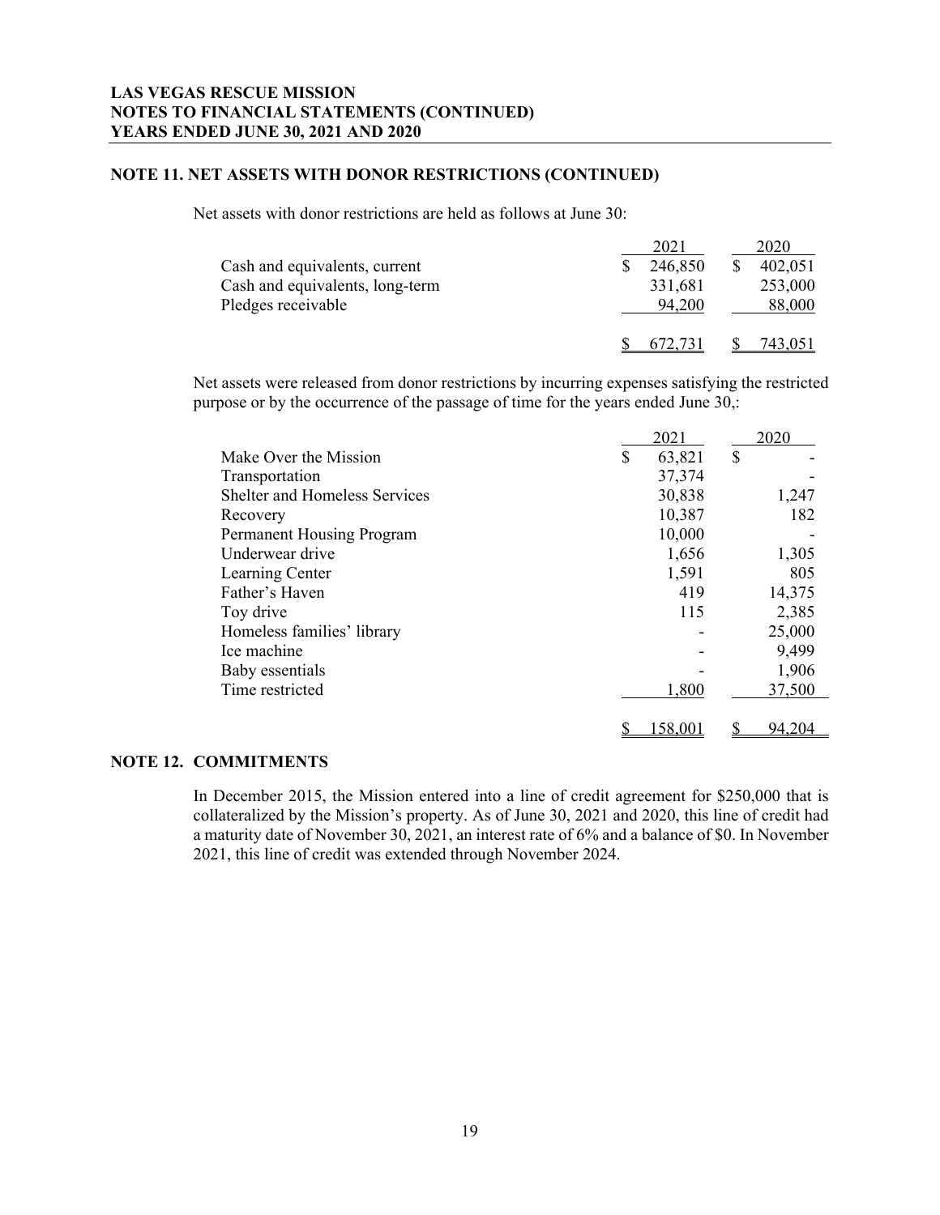## NOTE 11. NET ASSETS WITH DONOR RESTRICTIONS (CONTINUED)

Net assets with donor restrictions are held as follows at June 30:

| | 2021 | 2020 |
|---|---|---|
| Cash and equivalents, current | $ 246,850 | $ 402,051 |
| Cash and equivalents, long-term | 331,681 | 253,000 |
| Pledges receivable | 94,200 | 88,000 |
| | $ 672,731 | $ 743,051 |

Net assets were released from donor restrictions by incurring expenses satisfying the restricted purpose or by the occurrence of the passage of time for the years ended June 30,:

| | 2021 | 2020 |
|---|---|---|
| Make Over the Mission | $ 63,821 | $ - |
| Transportation | 37,374 | - |
| Shelter and Homeless Services | 30,838 | 1,247 |
| Recovery | 10,387 | 182 |
| Permanent Housing Program | 10,000 | - |
| Underwear drive | 1,656 | 1,305 |
| Learning Center | 1,591 | 805 |
| Father's Haven | 419 | 14,375 |
| Toy drive | 115 | 2,385 |
| Homeless families' library | - | 25,000 |
| Ice machine | - | 9,499 |
| Baby essentials | - | 1,906 |
| Time restricted | 1,800 | 37,500 |
| | $ 158,001 | $ 94,204 |

## NOTE 12. COMMITMENTS

In December 2015, the Mission entered into a line of credit agreement for $250,000 that is collateralized by the Mission's property. As of June 30, 2021 and 2020, this line of credit had a maturity date of November 30, 2021, an interest rate of 6% and a balance of $0. In November 2021, this line of credit was extended through November 2024.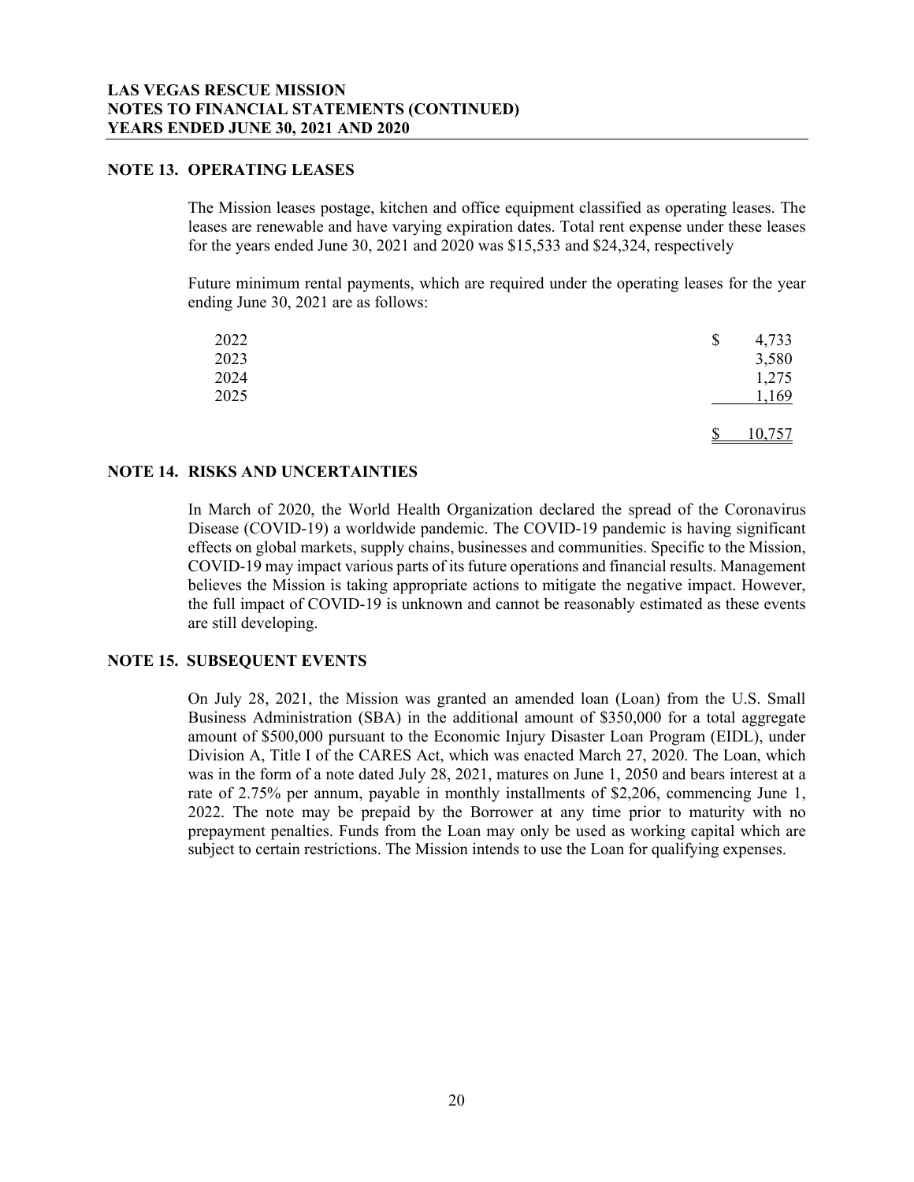**LAS VEGAS RESCUE MISSION**
**NOTES TO FINANCIAL STATEMENTS (CONTINUED)**
**YEARS ENDED JUNE 30, 2021 AND 2020**

## NOTE 13. OPERATING LEASES

The Mission leases postage, kitchen and office equipment classified as operating leases. The leases are renewable and have varying expiration dates. Total rent expense under these leases for the years ended June 30, 2021 and 2020 was $15,533 and $24,324, respectively

Future minimum rental payments, which are required under the operating leases for the year ending June 30, 2021 are as follows:

| | |
|---|---|
| 2022 | $ 4,733 |
| 2023 | 3,580 |
| 2024 | 1,275 |
| 2025 | 1,169 |
| | $ 10,757 |

## NOTE 14. RISKS AND UNCERTAINTIES

In March of 2020, the World Health Organization declared the spread of the Coronavirus Disease (COVID-19) a worldwide pandemic. The COVID-19 pandemic is having significant effects on global markets, supply chains, businesses and communities. Specific to the Mission, COVID-19 may impact various parts of its future operations and financial results. Management believes the Mission is taking appropriate actions to mitigate the negative impact. However, the full impact of COVID-19 is unknown and cannot be reasonably estimated as these events are still developing.

## NOTE 15. SUBSEQUENT EVENTS

On July 28, 2021, the Mission was granted an amended loan (Loan) from the U.S. Small Business Administration (SBA) in the additional amount of $350,000 for a total aggregate amount of $500,000 pursuant to the Economic Injury Disaster Loan Program (EIDL), under Division A, Title I of the CARES Act, which was enacted March 27, 2020. The Loan, which was in the form of a note dated July 28, 2021, matures on June 1, 2050 and bears interest at a rate of 2.75% per annum, payable in monthly installments of $2,206, commencing June 1, 2022. The note may be prepaid by the Borrower at any time prior to maturity with no prepayment penalties. Funds from the Loan may only be used as working capital which are subject to certain restrictions. The Mission intends to use the Loan for qualifying expenses.